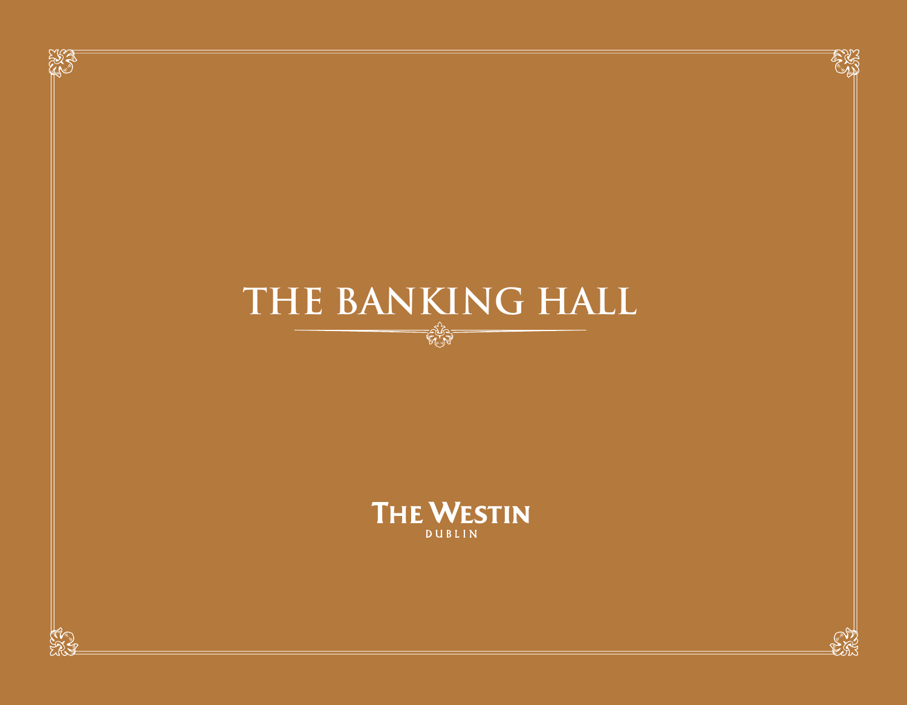# THE BANKING HALL

THE WESTIN
DUBLIN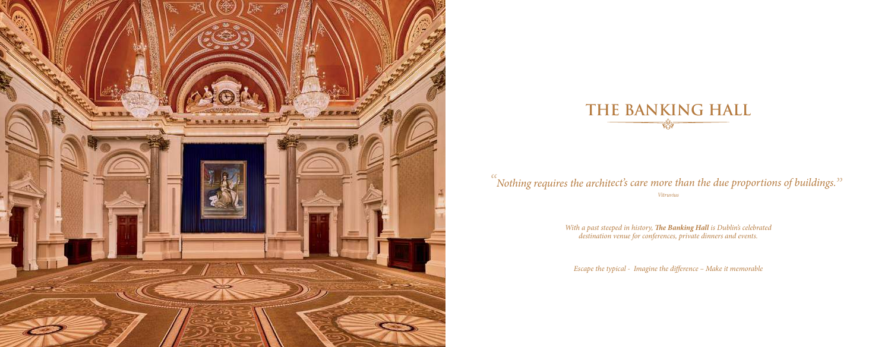# THE BANKING HALL

*"Nothing requires the architect's care more than the due proportions of buildings."*
*Vitruvius*

*With a past steeped in history, **The Banking Hall** is Dublin's celebrated destination venue for conferences, private dinners and events.*

*Escape the typical - Imagine the difference – Make it memorable*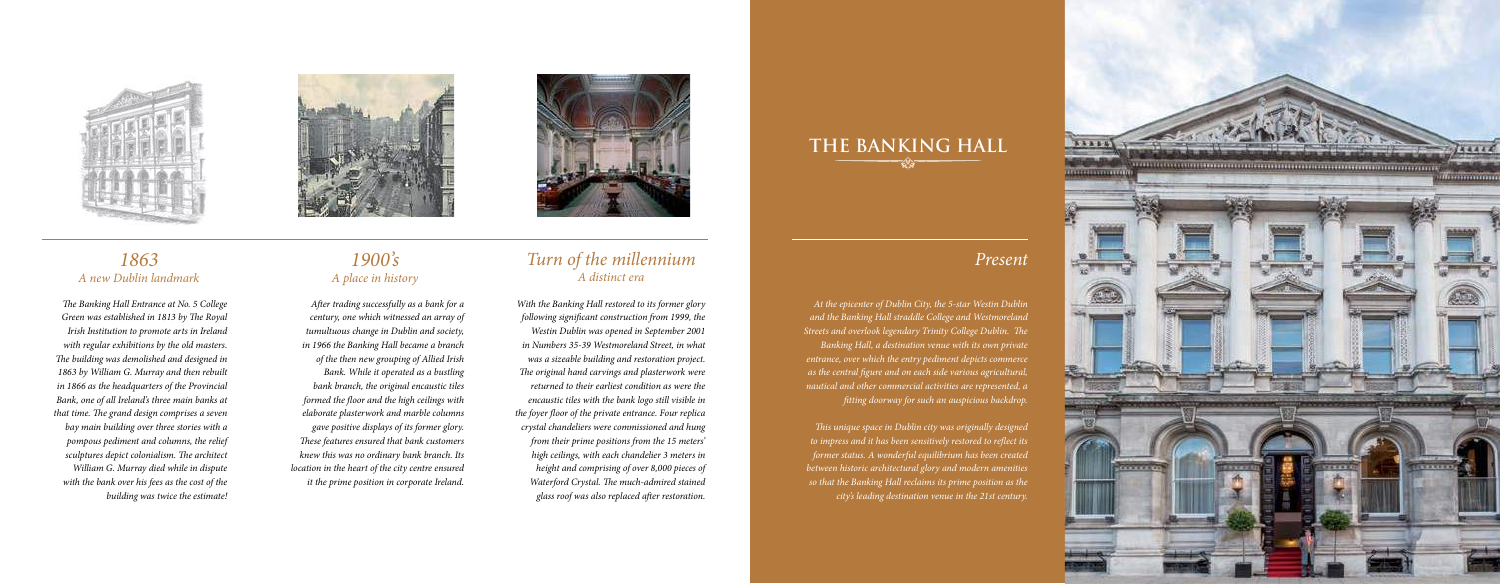# THE BANKING HALL

## 1863
### *A new Dublin landmark*

*The Banking Hall Entrance at No. 5 College Green was established in 1813 by The Royal Irish Institution to promote arts in Ireland with regular exhibitions by the old masters. The building was demolished and designed in 1863 by William G. Murray and then rebuilt in 1866 as the headquarters of the Provincial Bank, one of all Ireland's three main banks at that time. The grand design comprises a seven bay main building over three stories with a pompous pediment and columns, the relief sculptures depict colonialism. The architect William G. Murray died while in dispute with the bank over his fees as the cost of the building was twice the estimate!*

## 1900's
### *A place in history*

*After trading successfully as a bank for a century, one which witnessed an array of tumultuous change in Dublin and society, in 1966 the Banking Hall became a branch of the then new grouping of Allied Irish Bank. While it operated as a bustling bank branch, the original encaustic tiles formed the floor and the high ceilings with elaborate plasterwork and marble columns gave positive displays of its former glory. These features ensured that bank customers knew this was no ordinary bank branch. Its location in the heart of the city centre ensured it the prime position in corporate Ireland.*

## Turn of the millennium
### *A distinct era*

*With the Banking Hall restored to its former glory following significant construction from 1999, the Westin Dublin was opened in September 2001 in Numbers 35-39 Westmoreland Street, in what was a sizeable building and restoration project. The original hand carvings and plasterwork were returned to their earliest condition as were the encaustic tiles with the bank logo still visible in the foyer floor of the private entrance. Four replica crystal chandeliers were commissioned and hung from their prime positions from the 15 meters' high ceilings, with each chandelier 3 meters in height and comprising of over 8,000 pieces of Waterford Crystal. The much-admired stained glass roof was also replaced after restoration.*

## Present

*At the epicenter of Dublin City, the 5-star Westin Dublin and the Banking Hall straddle College and Westmoreland Streets and overlook legendary Trinity College Dublin. The Banking Hall, a destination venue with its own private entrance, over which the entry pediment depicts commerce as the central figure and on each side various agricultural, nautical and other commercial activities are represented, a fitting doorway for such an auspicious backdrop.*

*This unique space in Dublin city was originally designed to impress and it has been sensitively restored to reflect its former status. A wonderful equilibrium has been created between historic architectural glory and modern amenities so that the Banking Hall reclaims its prime position as the city's leading destination venue in the 21st century.*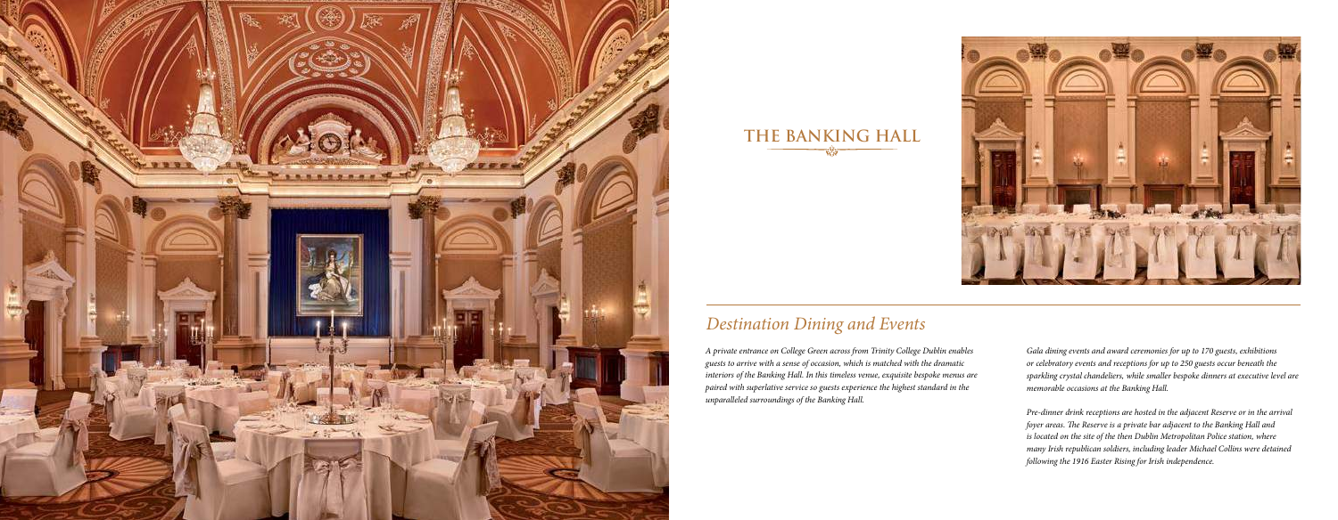# THE BANKING HALL

## *Destination Dining and Events*

*A private entrance on College Green across from Trinity College Dublin enables guests to arrive with a sense of occasion, which is matched with the dramatic interiors of the Banking Hall. In this timeless venue, exquisite bespoke menus are paired with superlative service so guests experience the highest standard in the unparalleled surroundings of the Banking Hall.*

*Gala dining events and award ceremonies for up to 170 guests, exhibitions or celebratory events and receptions for up to 250 guests occur beneath the sparkling crystal chandeliers, while smaller bespoke dinners at executive level are memorable occasions at the Banking Hall.*

*Pre-dinner drink receptions are hosted in the adjacent Reserve or in the arrival foyer areas. The Reserve is a private bar adjacent to the Banking Hall and is located on the site of the then Dublin Metropolitan Police station, where many Irish republican soldiers, including leader Michael Collins were detained following the 1916 Easter Rising for Irish independence.*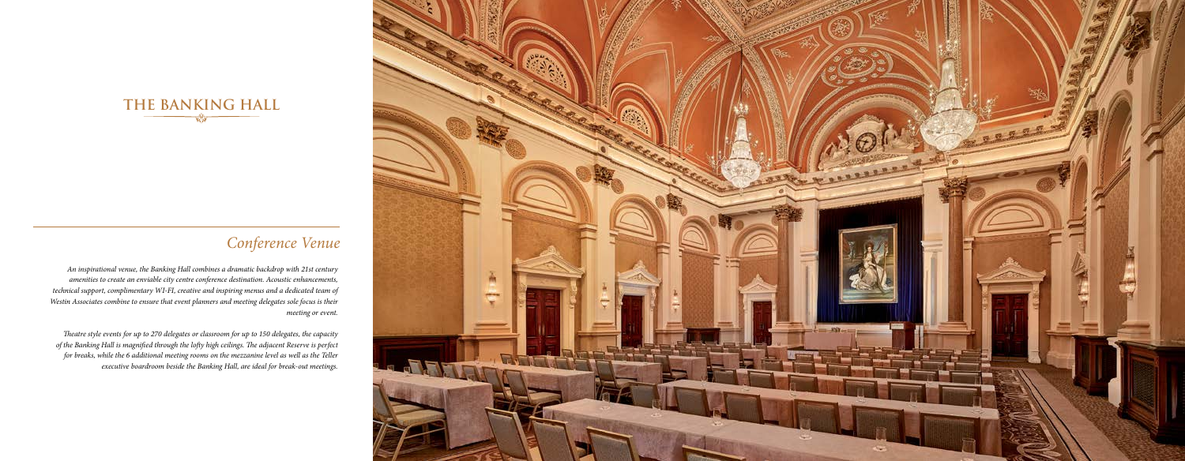# THE BANKING HALL

## *Conference Venue*

*An inspirational venue, the Banking Hall combines a dramatic backdrop with 21st century amenities to create an enviable city centre conference destination. Acoustic enhancements, technical support, complimentary WI-FI, creative and inspiring menus and a dedicated team of Westin Associates combine to ensure that event planners and meeting delegates sole focus is their meeting or event.*

*Theatre style events for up to 270 delegates or classroom for up to 150 delegates, the capacity of the Banking Hall is magnified through the lofty high ceilings. The adjacent Reserve is perfect for breaks, while the 6 additional meeting rooms on the mezzanine level as well as the Teller executive boardroom beside the Banking Hall, are ideal for break-out meetings.*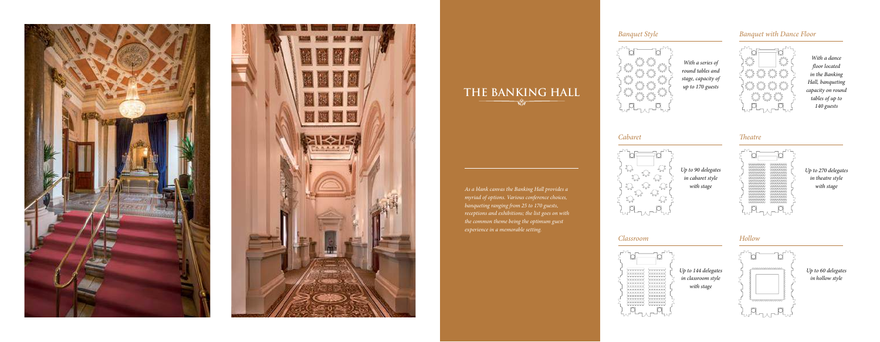# THE BANKING HALL

*As a blank canvas the Banking Hall provides a myriad of options. Various conference choices, banqueting ranging from 25 to 170 guests, receptions and exhibitions; the list goes on with the common theme being the optimum guest experience in a memorable setting.*

### *Banquet Style*

*With a series of round tables and stage, capacity of up to 170 guests*

### *Banquet with Dance Floor*

*With a dance floor located in the Banking Hall, banqueting capacity on round tables of up to 140 guests*

### *Cabaret*

*Up to 90 delegates in cabaret style with stage*

### *Theatre*

*Up to 270 delegates in theatre style with stage*

### *Classroom*

*Up to 144 delegates in classroom style with stage*

### *Hollow*

*Up to 60 delegates in hollow style*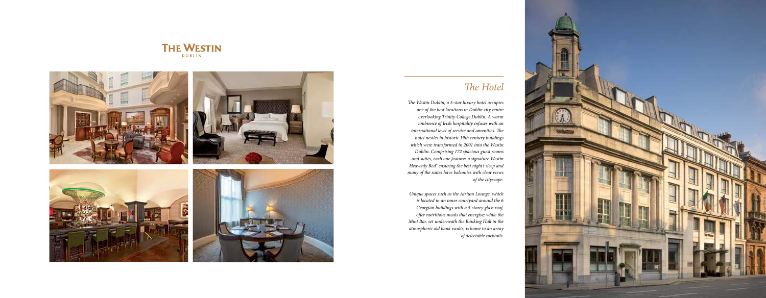# THE WESTIN
DUBLIN

## *The Hotel*

*The Westin Dublin, a 5-star luxury hotel occupies one of the best locations in Dublin city centre overlooking Trinity College Dublin. A warm ambience of Irish hospitality infuses with an international level of service and amenities. The hotel nestles in historic 19th century buildings which were transformed in 2001 into the Westin Dublin. Comprising 172 spacious guest rooms and suites, each one features a signature Westin Heavenly Bed® ensuring the best night's sleep and many of the suites have balconies with clear views of the cityscape.*

*Unique spaces such as the Atrium Lounge, which is located in an inner courtyard around the 6 Georgian buildings with a 5-storey glass roof, offer nutritious meals that energise; while the Mint Bar, set underneath the Banking Hall in the atmospheric old bank vaults, is home to an array of delectable cocktails.*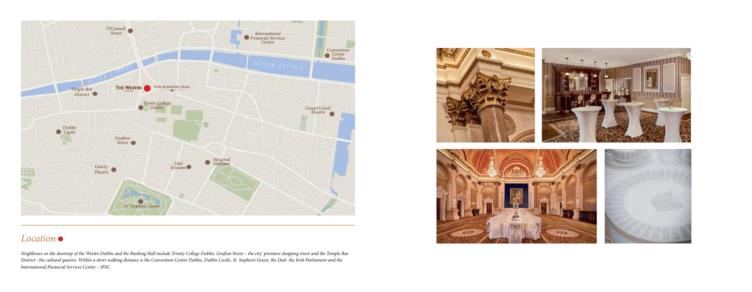## *Location*

*Neighbours on the doorstep of the Westin Dublin and the Banking Hall include Trinity College Dublin, Grafton Street – the city' premiere shopping street and the Temple Bar District– the cultural quarter. Within a short walking distance is the Convention Centre Dublin, Dublin Castle, St. Stephen's Green, the Dail- the Irish Parliament and the International Financial Services Centre – IFSC.*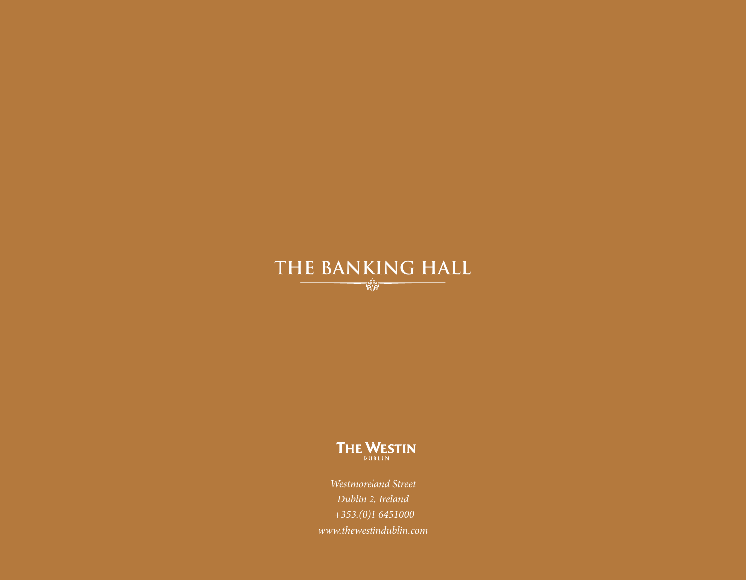# THE BANKING HALL

**THE WESTIN**
DUBLIN

*Westmoreland Street*
*Dublin 2, Ireland*
*+353.(0)1 6451000*
*www.thewestindublin.com*